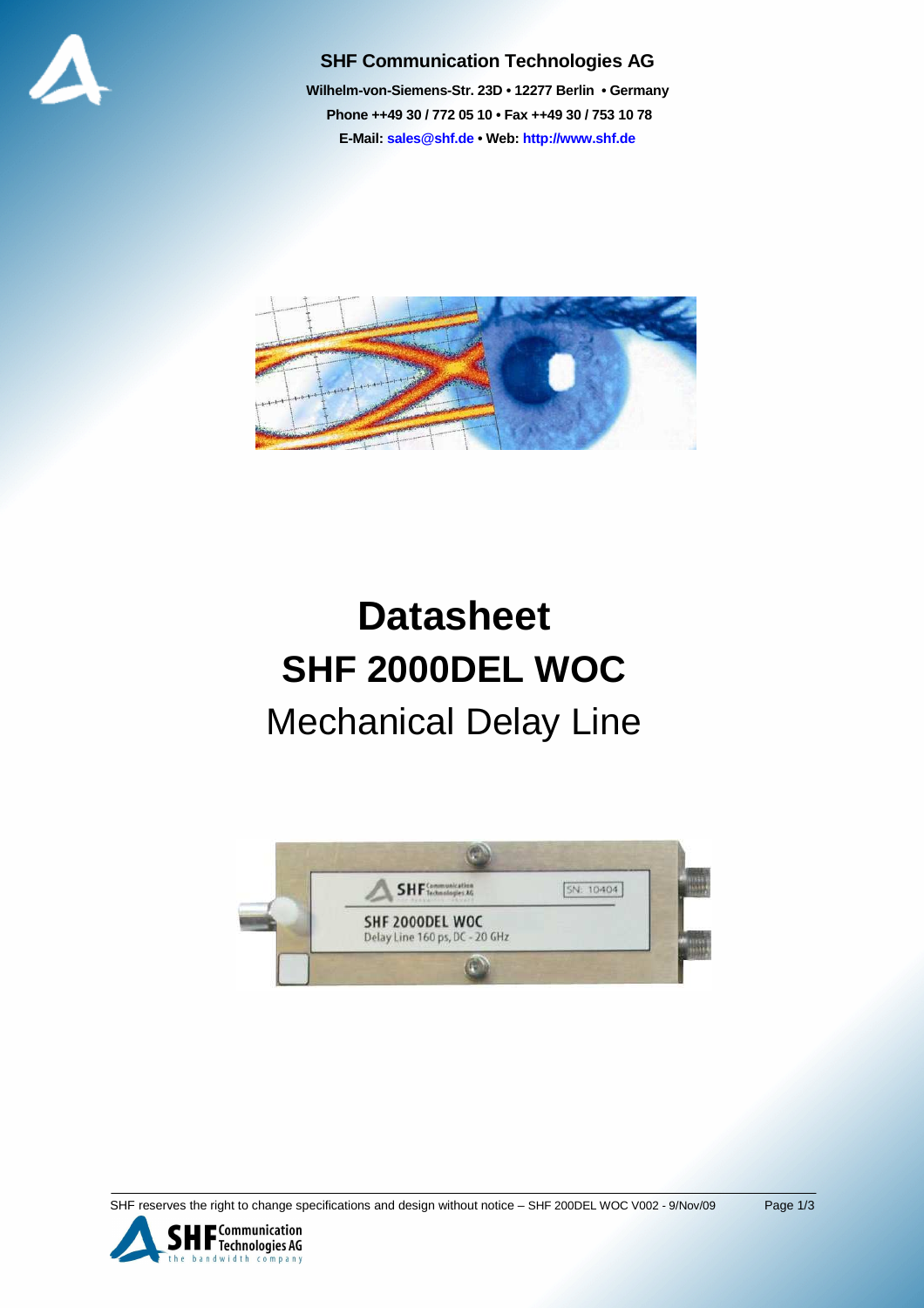**SHF Communication Technologies AG**

**Wilhelm-von-Siemens-Str. 23D • 12277 Berlin • Germany**

**Phone ++49 30 / 772 05 10 • Fax ++49 30 / 753 10 78**

**E-Mail: sales@shf.de • Web: http://www.shf.de**

# Datasheet

# SHF 2000DEL WOC

## Mechanical Delay Line

SHF reserves the right to change specifications and design without notice – SHF 200DEL WOC V002 - 9/Nov/09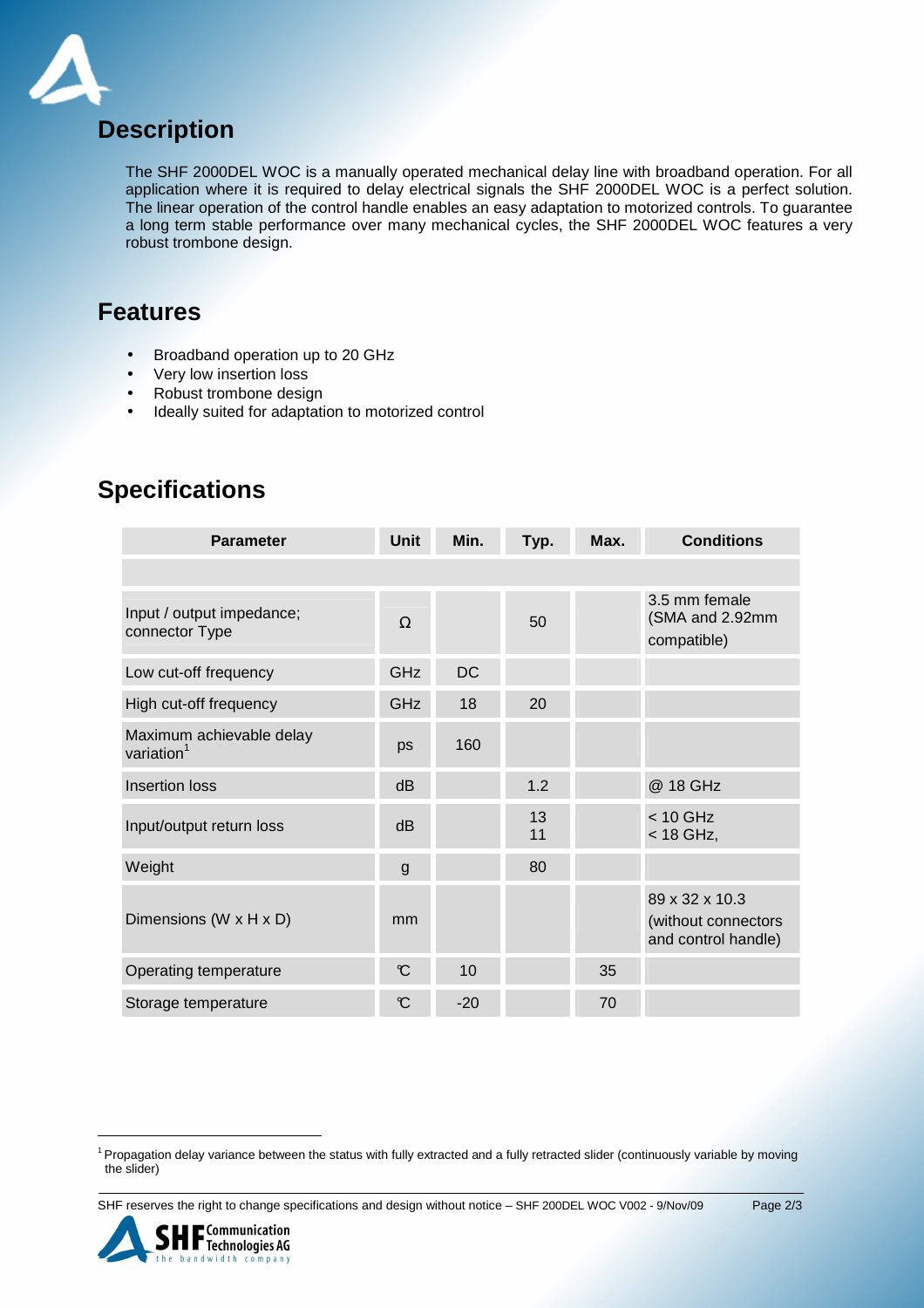## Description

The SHF 2000DEL WOC is a manually operated mechanical delay line with broadband operation. For all application where it is required to delay electrical signals the SHF 2000DEL WOC is a perfect solution. The linear operation of the control handle enables an easy adaptation to motorized controls. To guarantee a long term stable performance over many mechanical cycles, the SHF 2000DEL WOC features a very robust trombone design.

## Features

- Broadband operation up to 20 GHz
- Very low insertion loss
- Robust trombone design
- Ideally suited for adaptation to motorized control

## Specifications

| Parameter | Unit | Min. | Typ. | Max. | Conditions |
|---|---|---|---|---|---|
| | | | | | |
| Input / output impedance; connector Type | Ω | | 50 | | 3.5 mm female (SMA and 2.92mm compatible) |
| Low cut-off frequency | GHz | DC | | | |
| High cut-off frequency | GHz | 18 | 20 | | |
| Maximum achievable delay variation[1] | ps | 160 | | | |
| Insertion loss | dB | | 1.2 | | @ 18 GHz |
| Input/output return loss | dB | | 13<br>11 | | < 10 GHz<br>< 18 GHz, |
| Weight | g | | 80 | | |
| Dimensions (W x H x D) | mm | | | | 89 x 32 x 10.3 (without connectors and control handle) |
| Operating temperature | °C | 10 | | 35 | |
| Storage temperature | °C | -20 | | 70 | |

[1] Propagation delay variance between the status with fully extracted and a fully retracted slider (continuously variable by moving the slider)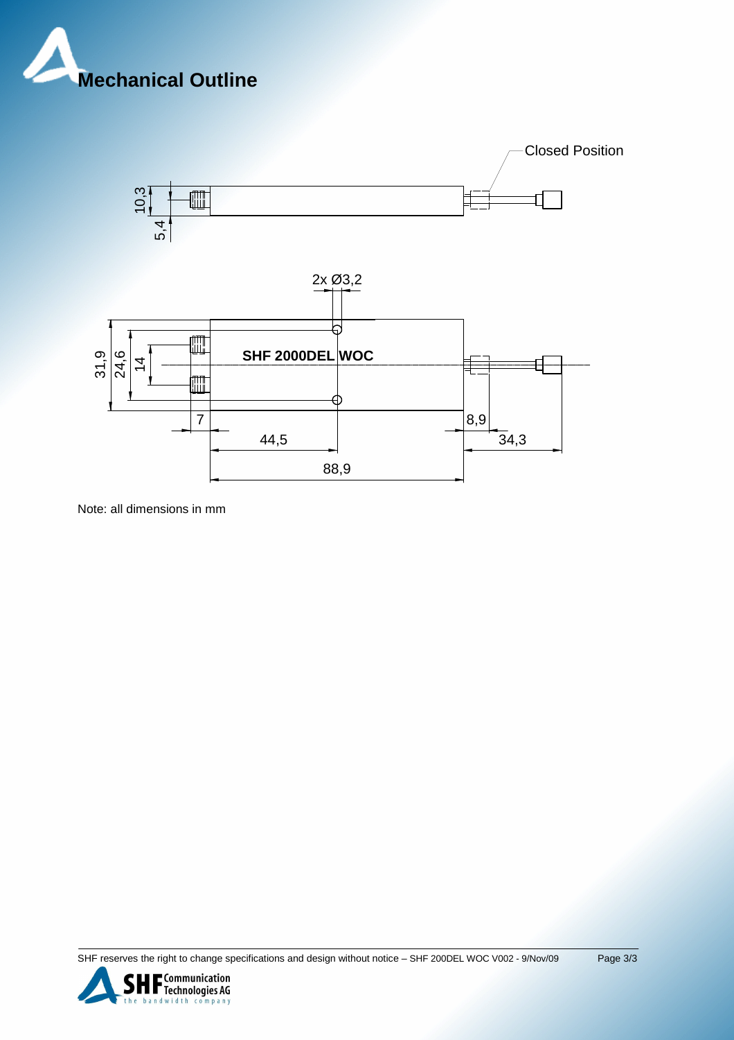# Mechanical Outline

Closed Position

10,3

5,4

2x Ø3,2

31,9

24,6

14

SHF 2000DEL WOC

7

44,5

88,9

8,9

34,3

Note: all dimensions in mm